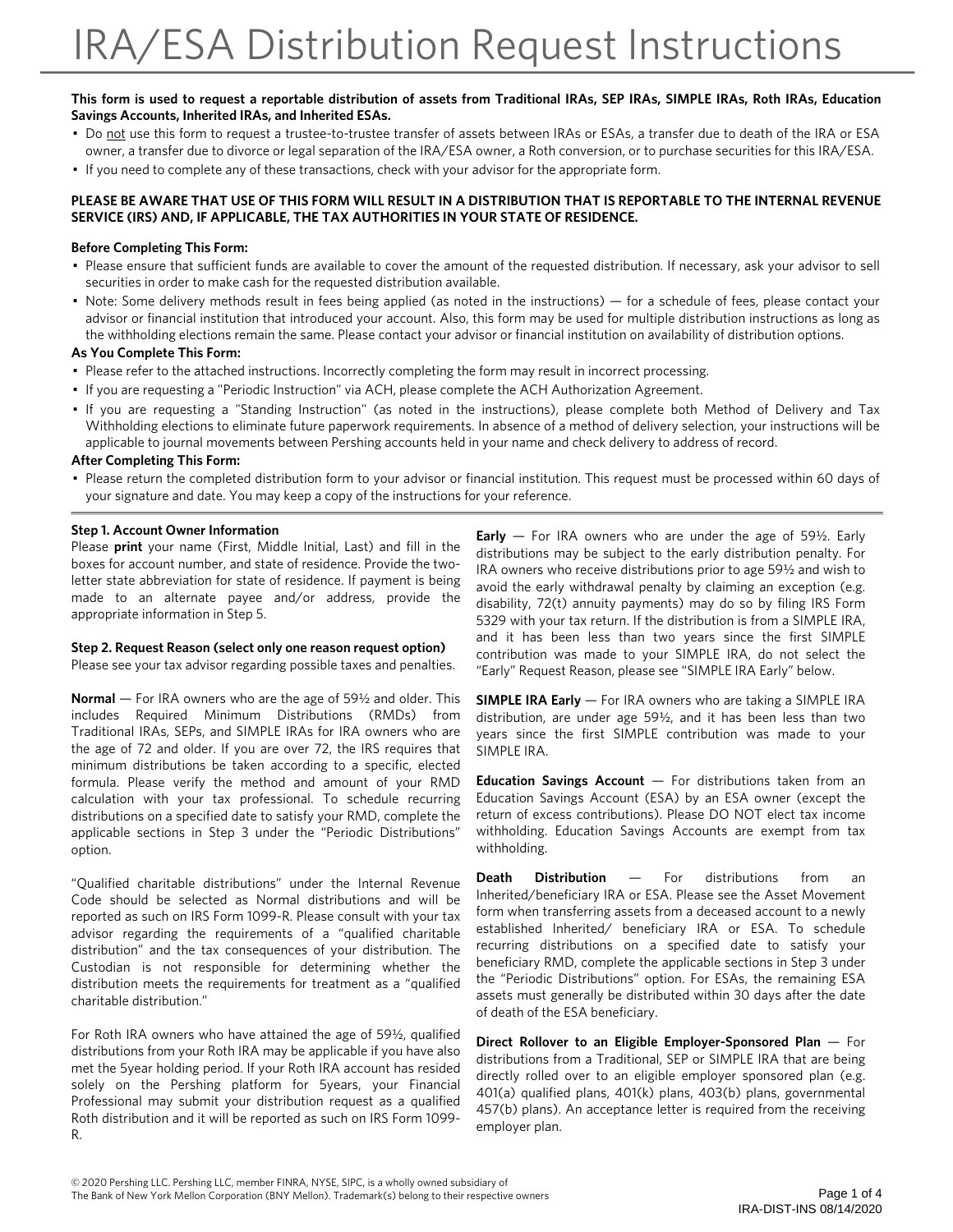# IRA/ESA Distribution Request Instructions

**This form is used to request a reportable distribution of assets from Traditional IRAs, SEP IRAs, SIMPLE IRAs, Roth IRAs, Education Savings Accounts, Inherited IRAs, and Inherited ESAs.**

- Do not use this form to request a trustee-to-trustee transfer of assets between IRAs or ESAs, a transfer due to death of the IRA or ESA owner, a transfer due to divorce or legal separation of the IRA/ESA owner, a Roth conversion, or to purchase securities for this IRA/ESA.
- If you need to complete any of these transactions, check with your advisor for the appropriate form.

**PLEASE BE AWARE THAT USE OF THIS FORM WILL RESULT IN A DISTRIBUTION THAT IS REPORTABLE TO THE INTERNAL REVENUE SERVICE (IRS) AND, IF APPLICABLE, THE TAX AUTHORITIES IN YOUR STATE OF RESIDENCE.**

**Before Completing This Form:**

- Please ensure that sufficient funds are available to cover the amount of the requested distribution. If necessary, ask your advisor to sell securities in order to make cash for the requested distribution available.
- Note: Some delivery methods result in fees being applied (as noted in the instructions) — for a schedule of fees, please contact your advisor or financial institution that introduced your account. Also, this form may be used for multiple distribution instructions as long as the withholding elections remain the same. Please contact your advisor or financial institution on availability of distribution options.

**As You Complete This Form:**

- Please refer to the attached instructions. Incorrectly completing the form may result in incorrect processing.
- If you are requesting a "Periodic Instruction" via ACH, please complete the ACH Authorization Agreement.
- If you are requesting a "Standing Instruction" (as noted in the instructions), please complete both Method of Delivery and Tax Withholding elections to eliminate future paperwork requirements. In absence of a method of delivery selection, your instructions will be applicable to journal movements between Pershing accounts held in your name and check delivery to address of record.

**After Completing This Form:**

- Please return the completed distribution form to your advisor or financial institution. This request must be processed within 60 days of your signature and date. You may keep a copy of the instructions for your reference.

---

**Step 1. Account Owner Information**

Please **print** your name (First, Middle Initial, Last) and fill in the boxes for account number, and state of residence. Provide the two-letter state abbreviation for state of residence. If payment is being made to an alternate payee and/or address, provide the appropriate information in Step 5.

**Step 2. Request Reason (select only one reason request option)**

Please see your tax advisor regarding possible taxes and penalties.

**Normal** — For IRA owners who are the age of 59½ and older. This includes Required Minimum Distributions (RMDs) from Traditional IRAs, SEPs, and SIMPLE IRAs for IRA owners who are the age of 72 and older. If you are over 72, the IRS requires that minimum distributions be taken according to a specific, elected formula. Please verify the method and amount of your RMD calculation with your tax professional. To schedule recurring distributions on a specified date to satisfy your RMD, complete the applicable sections in Step 3 under the "Periodic Distributions" option.

"Qualified charitable distributions" under the Internal Revenue Code should be selected as Normal distributions and will be reported as such on IRS Form 1099-R. Please consult with your tax advisor regarding the requirements of a "qualified charitable distribution" and the tax consequences of your distribution. The Custodian is not responsible for determining whether the distribution meets the requirements for treatment as a "qualified charitable distribution."

For Roth IRA owners who have attained the age of 59½, qualified distributions from your Roth IRA may be applicable if you have also met the 5year holding period. If your Roth IRA account has resided solely on the Pershing platform for 5years, your Financial Professional may submit your distribution request as a qualified Roth distribution and it will be reported as such on IRS Form 1099-R.

**Early** — For IRA owners who are under the age of 59½. Early distributions may be subject to the early distribution penalty. For IRA owners who receive distributions prior to age 59½ and wish to avoid the early withdrawal penalty by claiming an exception (e.g. disability, 72(t) annuity payments) may do so by filing IRS Form 5329 with your tax return. If the distribution is from a SIMPLE IRA, and it has been less than two years since the first SIMPLE contribution was made to your SIMPLE IRA, do not select the "Early" Request Reason, please see "SIMPLE IRA Early" below.

**SIMPLE IRA Early** — For IRA owners who are taking a SIMPLE IRA distribution, are under age 59½, and it has been less than two years since the first SIMPLE contribution was made to your SIMPLE IRA.

**Education Savings Account** — For distributions taken from an Education Savings Account (ESA) by an ESA owner (except the return of excess contributions). Please DO NOT elect tax income withholding. Education Savings Accounts are exempt from tax withholding.

**Death Distribution** — For distributions from an Inherited/beneficiary IRA or ESA. Please see the Asset Movement form when transferring assets from a deceased account to a newly established Inherited/ beneficiary IRA or ESA. To schedule recurring distributions on a specified date to satisfy your beneficiary RMD, complete the applicable sections in Step 3 under the "Periodic Distributions" option. For ESAs, the remaining ESA assets must generally be distributed within 30 days after the date of death of the ESA beneficiary.

**Direct Rollover to an Eligible Employer-Sponsored Plan** — For distributions from a Traditional, SEP or SIMPLE IRA that are being directly rolled over to an eligible employer sponsored plan (e.g. 401(a) qualified plans, 401(k) plans, 403(b) plans, governmental 457(b) plans). An acceptance letter is required from the receiving employer plan.

© 2020 Pershing LLC. Pershing LLC, member FINRA, NYSE, SIPC, is a wholly owned subsidiary of The Bank of New York Mellon Corporation (BNY Mellon). Trademark(s) belong to their respective owners

IRA-DIST-INS 08/14/2020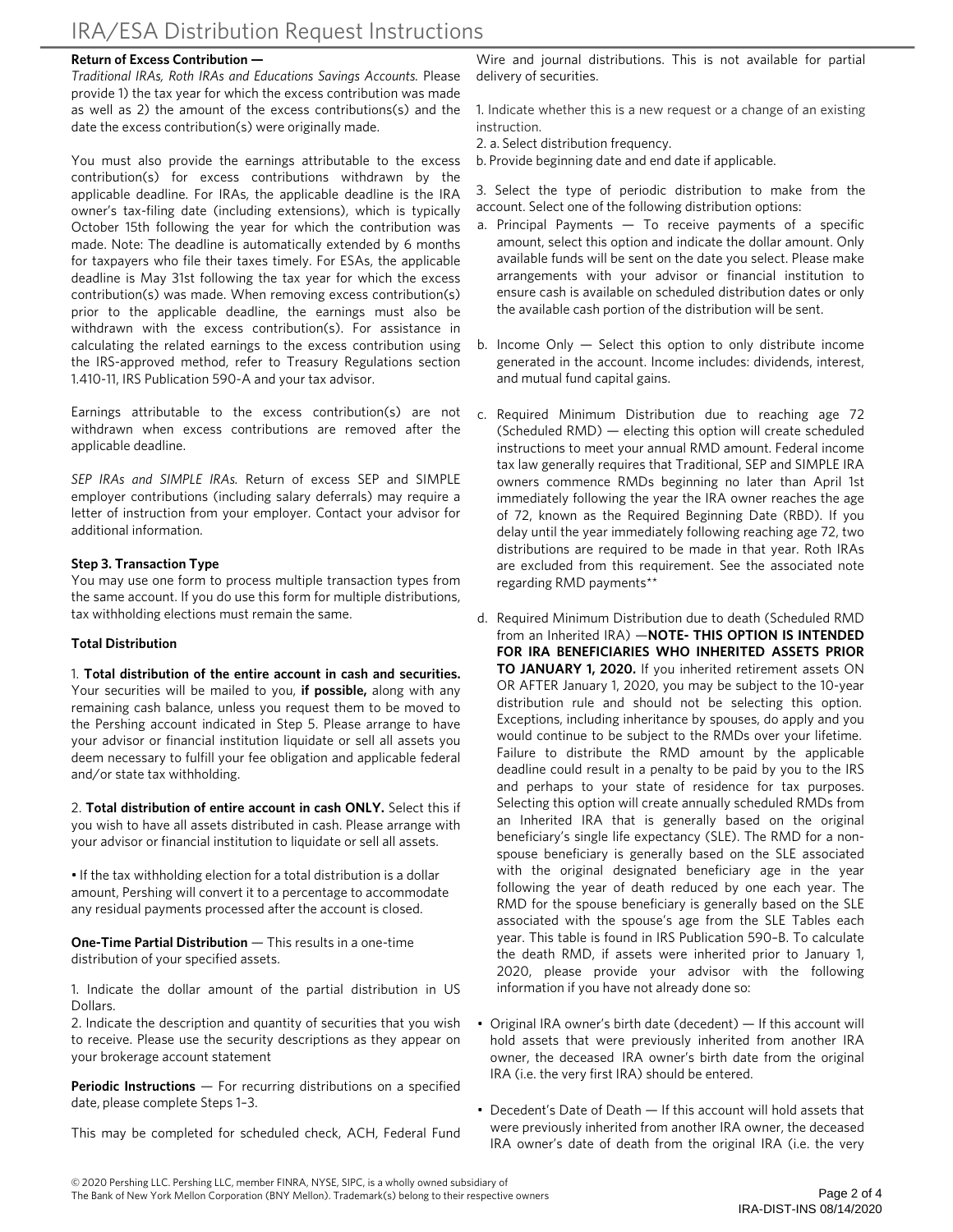# IRA/ESA Distribution Request Instructions

**Return of Excess Contribution —**

*Traditional IRAs, Roth IRAs and Educations Savings Accounts.* Please provide 1) the tax year for which the excess contribution was made as well as 2) the amount of the excess contributions(s) and the date the excess contribution(s) were originally made.

You must also provide the earnings attributable to the excess contribution(s) for excess contributions withdrawn by the applicable deadline. For IRAs, the applicable deadline is the IRA owner's tax-filing date (including extensions), which is typically October 15th following the year for which the contribution was made. Note: The deadline is automatically extended by 6 months for taxpayers who file their taxes timely. For ESAs, the applicable deadline is May 31st following the tax year for which the excess contribution(s) was made. When removing excess contribution(s) prior to the applicable deadline, the earnings must also be withdrawn with the excess contribution(s). For assistance in calculating the related earnings to the excess contribution using the IRS-approved method, refer to Treasury Regulations section 1.410-11, IRS Publication 590-A and your tax advisor.

Earnings attributable to the excess contribution(s) are not withdrawn when excess contributions are removed after the applicable deadline.

*SEP IRAs and SIMPLE IRAs.* Return of excess SEP and SIMPLE employer contributions (including salary deferrals) may require a letter of instruction from your employer. Contact your advisor for additional information.

**Step 3. Transaction Type**

You may use one form to process multiple transaction types from the same account. If you do use this form for multiple distributions, tax withholding elections must remain the same.

**Total Distribution**

1. **Total distribution of the entire account in cash and securities.** Your securities will be mailed to you, **if possible,** along with any remaining cash balance, unless you request them to be moved to the Pershing account indicated in Step 5. Please arrange to have your advisor or financial institution liquidate or sell all assets you deem necessary to fulfill your fee obligation and applicable federal and/or state tax withholding.

2. **Total distribution of entire account in cash ONLY.** Select this if you wish to have all assets distributed in cash. Please arrange with your advisor or financial institution to liquidate or sell all assets.

• If the tax withholding election for a total distribution is a dollar amount, Pershing will convert it to a percentage to accommodate any residual payments processed after the account is closed.

**One-Time Partial Distribution** — This results in a one-time distribution of your specified assets.

1. Indicate the dollar amount of the partial distribution in US Dollars.
2. Indicate the description and quantity of securities that you wish to receive. Please use the security descriptions as they appear on your brokerage account statement

**Periodic Instructions** — For recurring distributions on a specified date, please complete Steps 1–3.

This may be completed for scheduled check, ACH, Federal Fund Wire and journal distributions. This is not available for partial delivery of securities.

1. Indicate whether this is a new request or a change of an existing instruction.
2. a. Select distribution frequency.
b. Provide beginning date and end date if applicable.

3. Select the type of periodic distribution to make from the account. Select one of the following distribution options:

a. Principal Payments — To receive payments of a specific amount, select this option and indicate the dollar amount. Only available funds will be sent on the date you select. Please make arrangements with your advisor or financial institution to ensure cash is available on scheduled distribution dates or only the available cash portion of the distribution will be sent.

b. Income Only — Select this option to only distribute income generated in the account. Income includes: dividends, interest, and mutual fund capital gains.

c. Required Minimum Distribution due to reaching age 72 (Scheduled RMD) — electing this option will create scheduled instructions to meet your annual RMD amount. Federal income tax law generally requires that Traditional, SEP and SIMPLE IRA owners commence RMDs beginning no later than April 1st immediately following the year the IRA owner reaches the age of 72, known as the Required Beginning Date (RBD). If you delay until the year immediately following reaching age 72, two distributions are required to be made in that year. Roth IRAs are excluded from this requirement. See the associated note regarding RMD payments**

d. Required Minimum Distribution due to death (Scheduled RMD from an Inherited IRA) —**NOTE- THIS OPTION IS INTENDED FOR IRA BENEFICIARIES WHO INHERITED ASSETS PRIOR TO JANUARY 1, 2020.** If you inherited retirement assets ON OR AFTER January 1, 2020, you may be subject to the 10-year distribution rule and should not be selecting this option. Exceptions, including inheritance by spouses, do apply and you would continue to be subject to the RMDs over your lifetime. Failure to distribute the RMD amount by the applicable deadline could result in a penalty to be paid by you to the IRS and perhaps to your state of residence for tax purposes. Selecting this option will create annually scheduled RMDs from an Inherited IRA that is generally based on the original beneficiary's single life expectancy (SLE). The RMD for a non-spouse beneficiary is generally based on the SLE associated with the original designated beneficiary age in the year following the year of death reduced by one each year. The RMD for the spouse beneficiary is generally based on the SLE associated with the spouse's age from the SLE Tables each year. This table is found in IRS Publication 590–B. To calculate the death RMD, if assets were inherited prior to January 1, 2020, please provide your advisor with the following information if you have not already done so:

- Original IRA owner's birth date (decedent) — If this account will hold assets that were previously inherited from another IRA owner, the deceased IRA owner's birth date from the original IRA (i.e. the very first IRA) should be entered.

- Decedent's Date of Death — If this account will hold assets that were previously inherited from another IRA owner, the deceased IRA owner's date of death from the original IRA (i.e. the very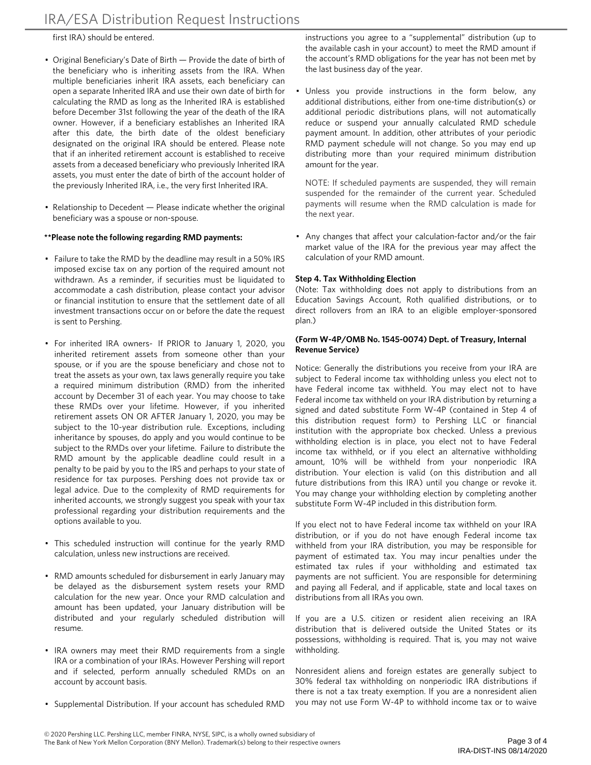first IRA) should be entered.

- Original Beneficiary's Date of Birth — Provide the date of birth of the beneficiary who is inheriting assets from the IRA. When multiple beneficiaries inherit IRA assets, each beneficiary can open a separate Inherited IRA and use their own date of birth for calculating the RMD as long as the Inherited IRA is established before December 31st following the year of the death of the IRA owner. However, if a beneficiary establishes an Inherited IRA after this date, the birth date of the oldest beneficiary designated on the original IRA should be entered. Please note that if an inherited retirement account is established to receive assets from a deceased beneficiary who previously Inherited IRA assets, you must enter the date of birth of the account holder of the previously Inherited IRA, i.e., the very first Inherited IRA.

- Relationship to Decedent — Please indicate whether the original beneficiary was a spouse or non-spouse.

**\*\*Please note the following regarding RMD payments:**

- Failure to take the RMD by the deadline may result in a 50% IRS imposed excise tax on any portion of the required amount not withdrawn. As a reminder, if securities must be liquidated to accommodate a cash distribution, please contact your advisor or financial institution to ensure that the settlement date of all investment transactions occur on or before the date the request is sent to Pershing.

- For inherited IRA owners- If PRIOR to January 1, 2020, you inherited retirement assets from someone other than your spouse, or if you are the spouse beneficiary and chose not to treat the assets as your own, tax laws generally require you take a required minimum distribution (RMD) from the inherited account by December 31 of each year. You may choose to take these RMDs over your lifetime. However, if you inherited retirement assets ON OR AFTER January 1, 2020, you may be subject to the 10-year distribution rule. Exceptions, including inheritance by spouses, do apply and you would continue to be subject to the RMDs over your lifetime. Failure to distribute the RMD amount by the applicable deadline could result in a penalty to be paid by you to the IRS and perhaps to your state of residence for tax purposes. Pershing does not provide tax or legal advice. Due to the complexity of RMD requirements for inherited accounts, we strongly suggest you speak with your tax professional regarding your distribution requirements and the options available to you.

- This scheduled instruction will continue for the yearly RMD calculation, unless new instructions are received.

- RMD amounts scheduled for disbursement in early January may be delayed as the disbursement system resets your RMD calculation for the new year. Once your RMD calculation and amount has been updated, your January distribution will be distributed and your regularly scheduled distribution will resume.

- IRA owners may meet their RMD requirements from a single IRA or a combination of your IRAs. However Pershing will report and if selected, perform annually scheduled RMDs on an account by account basis.

- Supplemental Distribution. If your account has scheduled RMD instructions you agree to a "supplemental" distribution (up to the available cash in your account) to meet the RMD amount if the account's RMD obligations for the year has not been met by the last business day of the year.

- Unless you provide instructions in the form below, any additional distributions, either from one-time distribution(s) or additional periodic distributions plans, will not automatically reduce or suspend your annually calculated RMD schedule payment amount. In addition, other attributes of your periodic RMD payment schedule will not change. So you may end up distributing more than your required minimum distribution amount for the year.

  NOTE: If scheduled payments are suspended, they will remain suspended for the remainder of the current year. Scheduled payments will resume when the RMD calculation is made for the next year.

- Any changes that affect your calculation-factor and/or the fair market value of the IRA for the previous year may affect the calculation of your RMD amount.

**Step 4. Tax Withholding Election**

(Note: Tax withholding does not apply to distributions from an Education Savings Account, Roth qualified distributions, or to direct rollovers from an IRA to an eligible employer-sponsored plan.)

**(Form W-4P/OMB No. 1545-0074) Dept. of Treasury, Internal Revenue Service)**

Notice: Generally the distributions you receive from your IRA are subject to Federal income tax withholding unless you elect not to have Federal income tax withheld. You may elect not to have Federal income tax withheld on your IRA distribution by returning a signed and dated substitute Form W-4P (contained in Step 4 of this distribution request form) to Pershing LLC or financial institution with the appropriate box checked. Unless a previous withholding election is in place, you elect not to have Federal income tax withheld, or if you elect an alternative withholding amount, 10% will be withheld from your nonperiodic IRA distribution. Your election is valid (on this distribution and all future distributions from this IRA) until you change or revoke it. You may change your withholding election by completing another substitute Form W-4P included in this distribution form.

If you elect not to have Federal income tax withheld on your IRA distribution, or if you do not have enough Federal income tax withheld from your IRA distribution, you may be responsible for payment of estimated tax. You may incur penalties under the estimated tax rules if your withholding and estimated tax payments are not sufficient. You are responsible for determining and paying all Federal, and if applicable, state and local taxes on distributions from all IRAs you own.

If you are a U.S. citizen or resident alien receiving an IRA distribution that is delivered outside the United States or its possessions, withholding is required. That is, you may not waive withholding.

Nonresident aliens and foreign estates are generally subject to 30% federal tax withholding on nonperiodic IRA distributions if there is not a tax treaty exemption. If you are a nonresident alien you may not use Form W-4P to withhold income tax or to waive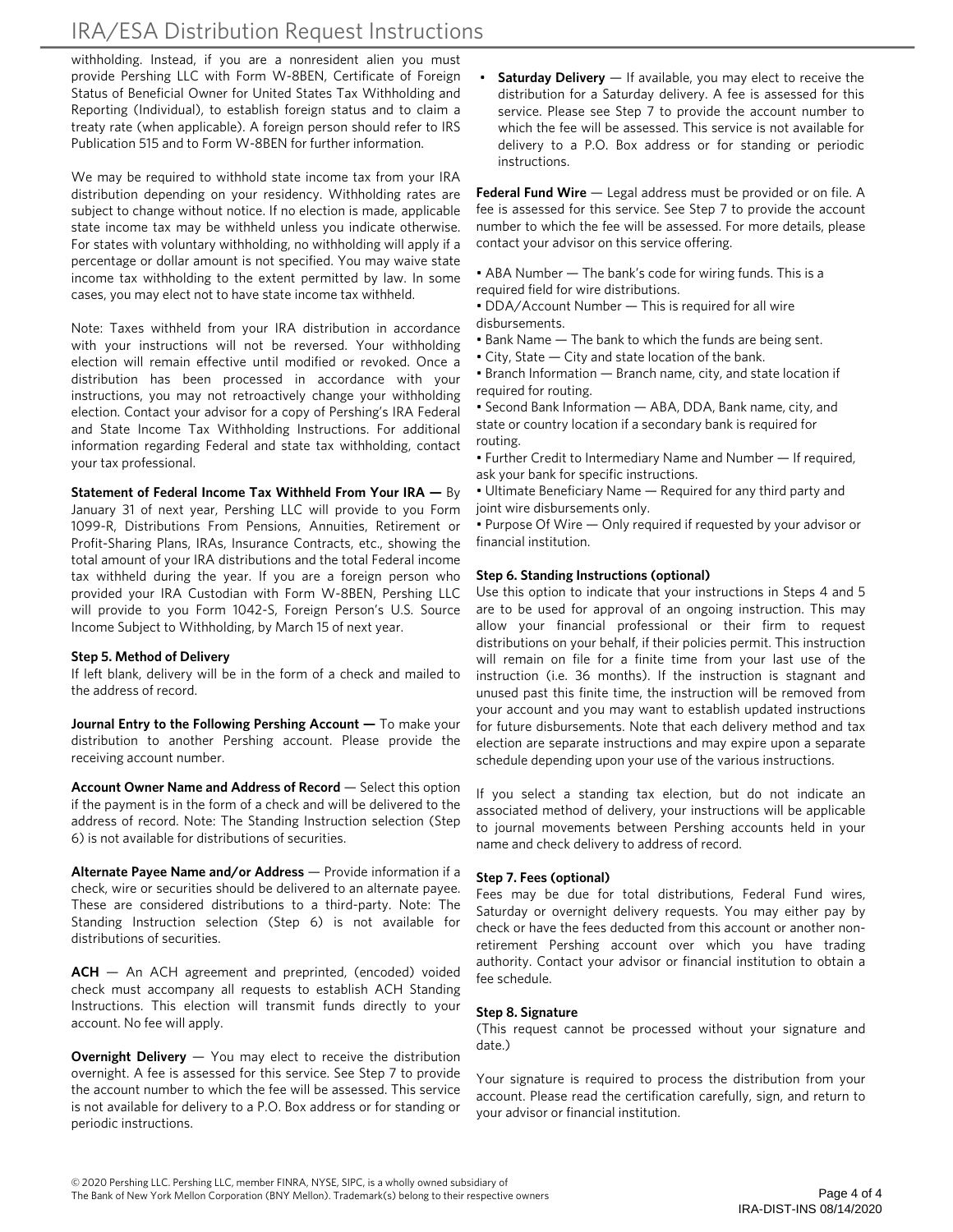withholding. Instead, if you are a nonresident alien you must provide Pershing LLC with Form W-8BEN, Certificate of Foreign Status of Beneficial Owner for United States Tax Withholding and Reporting (Individual), to establish foreign status and to claim a treaty rate (when applicable). A foreign person should refer to IRS Publication 515 and to Form W-8BEN for further information.

We may be required to withhold state income tax from your IRA distribution depending on your residency. Withholding rates are subject to change without notice. If no election is made, applicable state income tax may be withheld unless you indicate otherwise. For states with voluntary withholding, no withholding will apply if a percentage or dollar amount is not specified. You may waive state income tax withholding to the extent permitted by law. In some cases, you may elect not to have state income tax withheld.

Note: Taxes withheld from your IRA distribution in accordance with your instructions will not be reversed. Your withholding election will remain effective until modified or revoked. Once a distribution has been processed in accordance with your instructions, you may not retroactively change your withholding election. Contact your advisor for a copy of Pershing's IRA Federal and State Income Tax Withholding Instructions. For additional information regarding Federal and state tax withholding, contact your tax professional.

**Statement of Federal Income Tax Withheld From Your IRA —** By January 31 of next year, Pershing LLC will provide to you Form 1099-R, Distributions From Pensions, Annuities, Retirement or Profit-Sharing Plans, IRAs, Insurance Contracts, etc., showing the total amount of your IRA distributions and the total Federal income tax withheld during the year. If you are a foreign person who provided your IRA Custodian with Form W-8BEN, Pershing LLC will provide to you Form 1042-S, Foreign Person's U.S. Source Income Subject to Withholding, by March 15 of next year.

**Step 5. Method of Delivery**

If left blank, delivery will be in the form of a check and mailed to the address of record.

**Journal Entry to the Following Pershing Account —** To make your distribution to another Pershing account. Please provide the receiving account number.

**Account Owner Name and Address of Record** — Select this option if the payment is in the form of a check and will be delivered to the address of record. Note: The Standing Instruction selection (Step 6) is not available for distributions of securities.

**Alternate Payee Name and/or Address** — Provide information if a check, wire or securities should be delivered to an alternate payee. These are considered distributions to a third-party. Note: The Standing Instruction selection (Step 6) is not available for distributions of securities.

**ACH** — An ACH agreement and preprinted, (encoded) voided check must accompany all requests to establish ACH Standing Instructions. This election will transmit funds directly to your account. No fee will apply.

**Overnight Delivery** — You may elect to receive the distribution overnight. A fee is assessed for this service. See Step 7 to provide the account number to which the fee will be assessed. This service is not available for delivery to a P.O. Box address or for standing or periodic instructions.

- **Saturday Delivery** — If available, you may elect to receive the distribution for a Saturday delivery. A fee is assessed for this service. Please see Step 7 to provide the account number to which the fee will be assessed. This service is not available for delivery to a P.O. Box address or for standing or periodic instructions.

**Federal Fund Wire** — Legal address must be provided or on file. A fee is assessed for this service. See Step 7 to provide the account number to which the fee will be assessed. For more details, please contact your advisor on this service offering.

- ABA Number — The bank's code for wiring funds. This is a required field for wire distributions.
- DDA/Account Number — This is required for all wire disbursements.
- Bank Name — The bank to which the funds are being sent.
- City, State — City and state location of the bank.
- Branch Information — Branch name, city, and state location if required for routing.
- Second Bank Information — ABA, DDA, Bank name, city, and state or country location if a secondary bank is required for routing.
- Further Credit to Intermediary Name and Number — If required, ask your bank for specific instructions.
- Ultimate Beneficiary Name — Required for any third party and joint wire disbursements only.
- Purpose Of Wire — Only required if requested by your advisor or financial institution.

**Step 6. Standing Instructions (optional)**

Use this option to indicate that your instructions in Steps 4 and 5 are to be used for approval of an ongoing instruction. This may allow your financial professional or their firm to request distributions on your behalf, if their policies permit. This instruction will remain on file for a finite time from your last use of the instruction (i.e. 36 months). If the instruction is stagnant and unused past this finite time, the instruction will be removed from your account and you may want to establish updated instructions for future disbursements. Note that each delivery method and tax election are separate instructions and may expire upon a separate schedule depending upon your use of the various instructions.

If you select a standing tax election, but do not indicate an associated method of delivery, your instructions will be applicable to journal movements between Pershing accounts held in your name and check delivery to address of record.

**Step 7. Fees (optional)**

Fees may be due for total distributions, Federal Fund wires, Saturday or overnight delivery requests. You may either pay by check or have the fees deducted from this account or another non-retirement Pershing account over which you have trading authority. Contact your advisor or financial institution to obtain a fee schedule.

**Step 8. Signature**

(This request cannot be processed without your signature and date.)

Your signature is required to process the distribution from your account. Please read the certification carefully, sign, and return to your advisor or financial institution.

© 2020 Pershing LLC. Pershing LLC, member FINRA, NYSE, SIPC, is a wholly owned subsidiary of The Bank of New York Mellon Corporation (BNY Mellon). Trademark(s) belong to their respective owners

IRA-DIST-INS 08/14/2020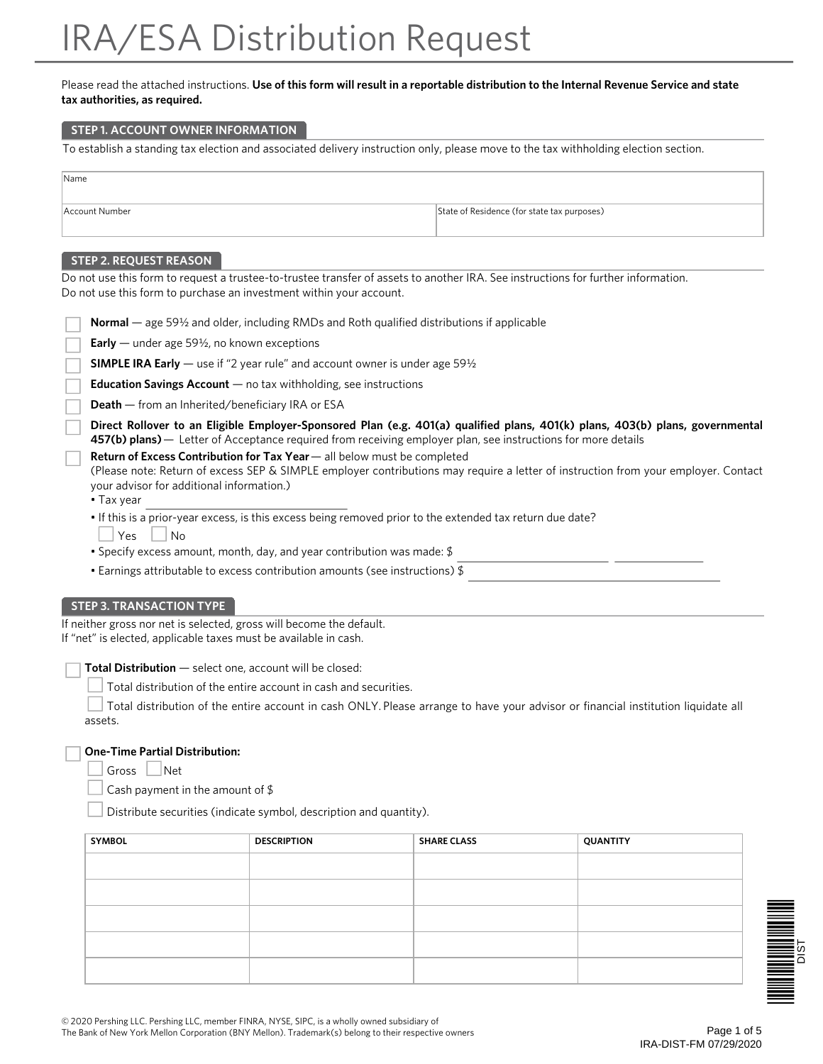# IRA/ESA Distribution Request

Please read the attached instructions. **Use of this form will result in a reportable distribution to the Internal Revenue Service and state tax authorities, as required.**

## STEP 1. ACCOUNT OWNER INFORMATION

To establish a standing tax election and associated delivery instruction only, please move to the tax withholding election section.

| Name | |
|---|---|
| Account Number | State of Residence (for state tax purposes) |

## STEP 2. REQUEST REASON

Do not use this form to request a trustee-to-trustee transfer of assets to another IRA. See instructions for further information.
Do not use this form to purchase an investment within your account.

- ☐ **Normal** — age 59½ and older, including RMDs and Roth qualified distributions if applicable
- ☐ **Early** — under age 59½, no known exceptions
- ☐ **SIMPLE IRA Early** — use if "2 year rule" and account owner is under age 59½
- ☐ **Education Savings Account** — no tax withholding, see instructions
- ☐ **Death** — from an Inherited/beneficiary IRA or ESA
- ☐ **Direct Rollover to an Eligible Employer-Sponsored Plan (e.g. 401(a) qualified plans, 401(k) plans, 403(b) plans, governmental 457(b) plans)** — Letter of Acceptance required from receiving employer plan, see instructions for more details
- ☐ **Return of Excess Contribution for Tax Year** — all below must be completed
  (Please note: Return of excess SEP & SIMPLE employer contributions may require a letter of instruction from your employer. Contact your advisor for additional information.)
  - Tax year ______________________
  - If this is a prior-year excess, is this excess being removed prior to the extended tax return due date?
    ☐ Yes ☐ No
  - Specify excess amount, month, day, and year contribution was made: $ ______________________ ______________
  - Earnings attributable to excess contribution amounts (see instructions) $ ______________________

## STEP 3. TRANSACTION TYPE

If neither gross nor net is selected, gross will become the default.
If "net" is elected, applicable taxes must be available in cash.

☐ **Total Distribution** — select one, account will be closed:

- ☐ Total distribution of the entire account in cash and securities.
- ☐ Total distribution of the entire account in cash ONLY. Please arrange to have your advisor or financial institution liquidate all assets.

☐ **One-Time Partial Distribution:**

- ☐ Gross ☐ Net
- ☐ Cash payment in the amount of $
- ☐ Distribute securities (indicate symbol, description and quantity).

| SYMBOL | DESCRIPTION | SHARE CLASS | QUANTITY |
|---|---|---|---|
| | | | |
| | | | |
| | | | |
| | | | |
| | | | |

© 2020 Pershing LLC. Pershing LLC, member FINRA, NYSE, SIPC, is a wholly owned subsidiary of The Bank of New York Mellon Corporation (BNY Mellon). Trademark(s) belong to their respective owners

IRA-DIST-FM 07/29/2020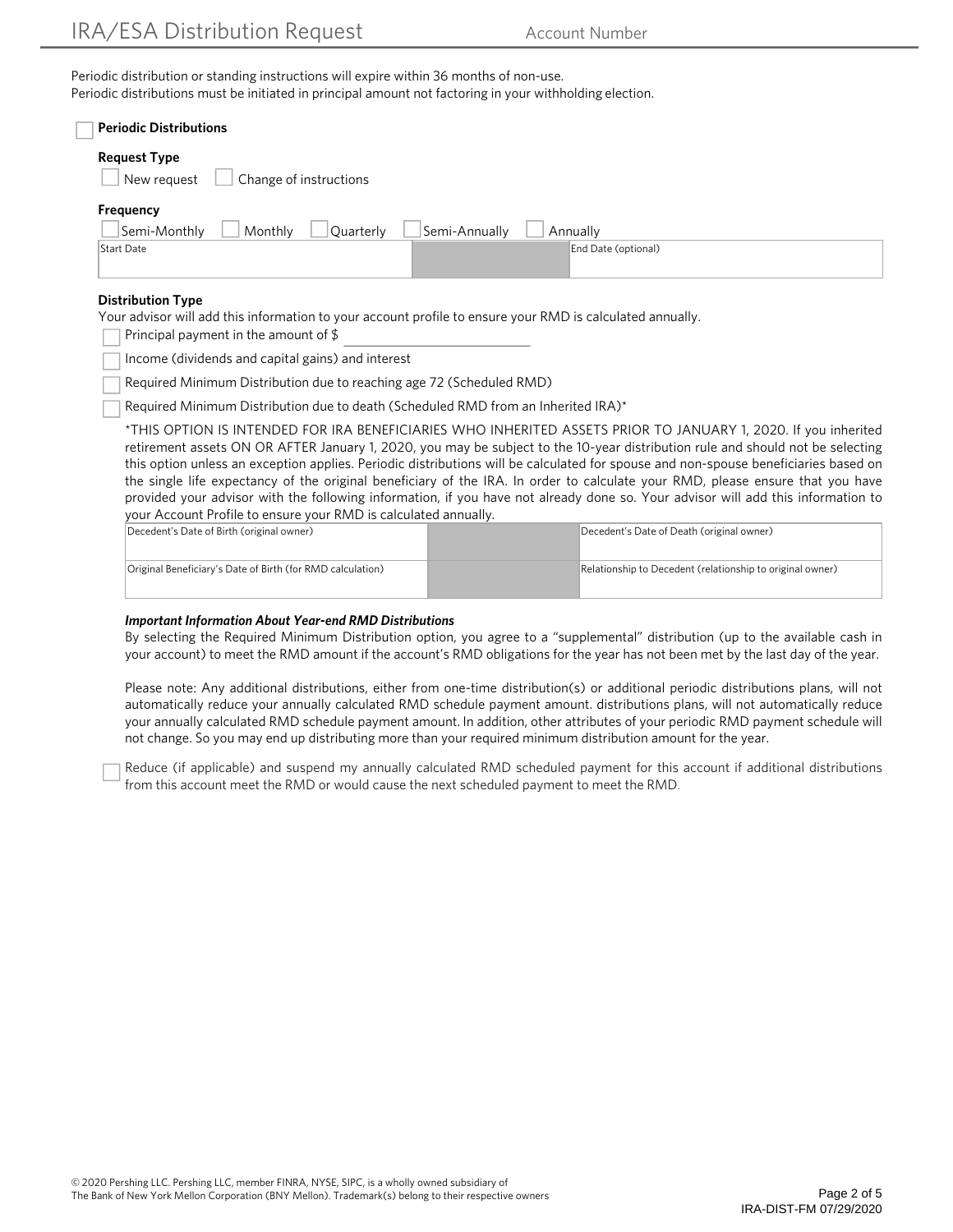# IRA/ESA Distribution Request

Account Number

Periodic distribution or standing instructions will expire within 36 months of non-use.
Periodic distributions must be initiated in principal amount not factoring in your withholding election.

☐ **Periodic Distributions**

**Request Type**

☐ New request ☐ Change of instructions

**Frequency**

☐ Semi-Monthly ☐ Monthly ☐ Quarterly ☐ Semi-Annually ☐ Annually

| Start Date | | End Date (optional) |
|---|---|---|
| | | |

**Distribution Type**

Your advisor will add this information to your account profile to ensure your RMD is calculated annually.

☐ Principal payment in the amount of $ ____________________

☐ Income (dividends and capital gains) and interest

☐ Required Minimum Distribution due to reaching age 72 (Scheduled RMD)

☐ Required Minimum Distribution due to death (Scheduled RMD from an Inherited IRA)*

*THIS OPTION IS INTENDED FOR IRA BENEFICIARIES WHO INHERITED ASSETS PRIOR TO JANUARY 1, 2020. If you inherited retirement assets ON OR AFTER January 1, 2020, you may be subject to the 10-year distribution rule and should not be selecting this option unless an exception applies. Periodic distributions will be calculated for spouse and non-spouse beneficiaries based on the single life expectancy of the original beneficiary of the IRA. In order to calculate your RMD, please ensure that you have provided your advisor with the following information, if you have not already done so. Your advisor will add this information to your Account Profile to ensure your RMD is calculated annually.

| Decedent's Date of Birth (original owner) | | Decedent's Date of Death (original owner) |
|---|---|---|
| Original Beneficiary's Date of Birth (for RMD calculation) | | Relationship to Decedent (relationship to original owner) |

***Important Information About Year-end RMD Distributions***

By selecting the Required Minimum Distribution option, you agree to a "supplemental" distribution (up to the available cash in your account) to meet the RMD amount if the account's RMD obligations for the year has not been met by the last day of the year.

Please note: Any additional distributions, either from one-time distribution(s) or additional periodic distributions plans, will not automatically reduce your annually calculated RMD schedule payment amount. distributions plans, will not automatically reduce your annually calculated RMD schedule payment amount. In addition, other attributes of your periodic RMD payment schedule will not change. So you may end up distributing more than your required minimum distribution amount for the year.

☐ Reduce (if applicable) and suspend my annually calculated RMD scheduled payment for this account if additional distributions from this account meet the RMD or would cause the next scheduled payment to meet the RMD.

© 2020 Pershing LLC. Pershing LLC, member FINRA, NYSE, SIPC, is a wholly owned subsidiary of The Bank of New York Mellon Corporation (BNY Mellon). Trademark(s) belong to their respective owners

IRA-DIST-FM 07/29/2020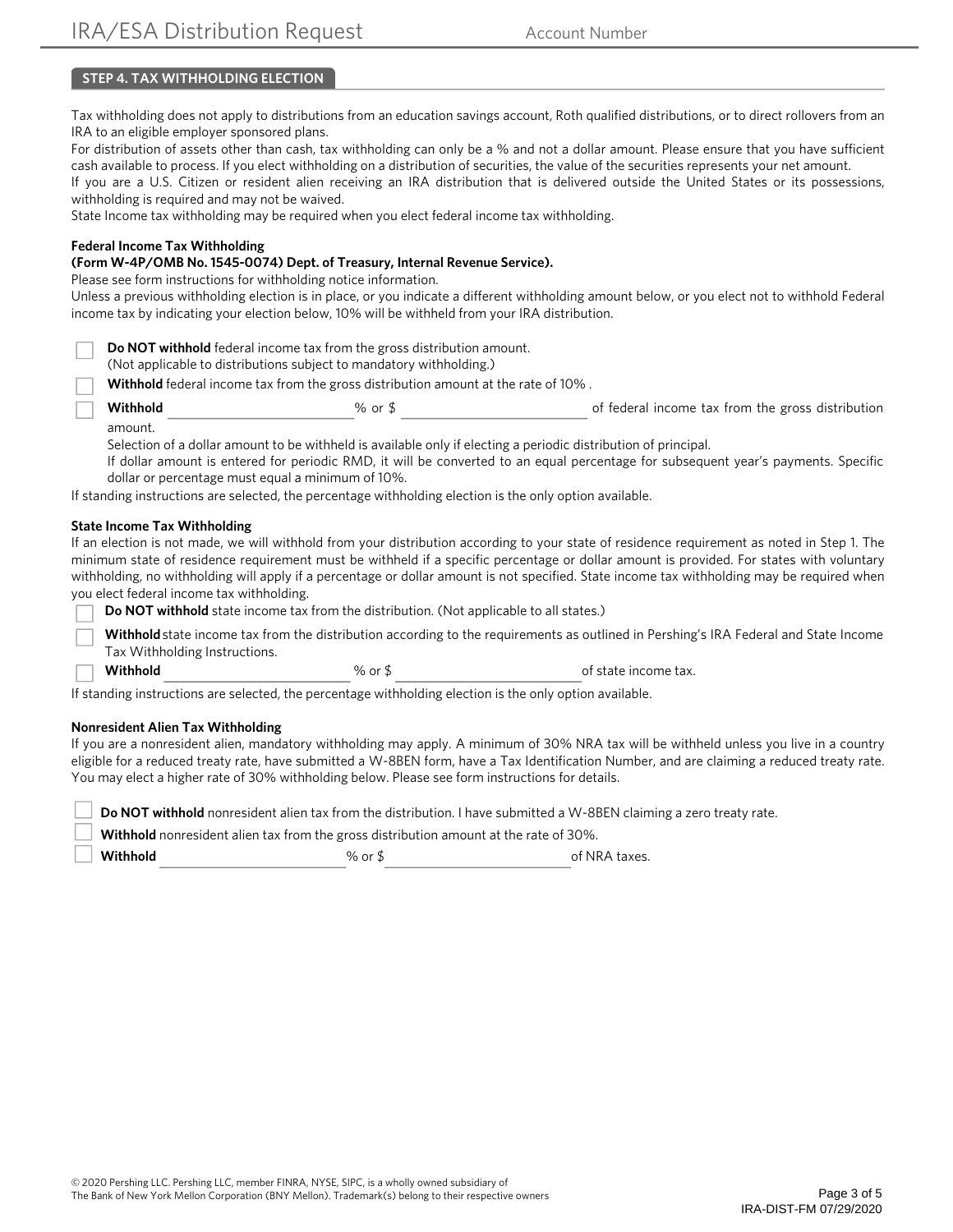## STEP 4. TAX WITHHOLDING ELECTION

Tax withholding does not apply to distributions from an education savings account, Roth qualified distributions, or to direct rollovers from an IRA to an eligible employer sponsored plans.

For distribution of assets other than cash, tax withholding can only be a % and not a dollar amount. Please ensure that you have sufficient cash available to process. If you elect withholding on a distribution of securities, the value of the securities represents your net amount.

If you are a U.S. Citizen or resident alien receiving an IRA distribution that is delivered outside the United States or its possessions, withholding is required and may not be waived.

State Income tax withholding may be required when you elect federal income tax withholding.

**Federal Income Tax Withholding**
**(Form W-4P/OMB No. 1545-0074) Dept. of Treasury, Internal Revenue Service).**

Please see form instructions for withholding notice information.

Unless a previous withholding election is in place, or you indicate a different withholding amount below, or you elect not to withhold Federal income tax by indicating your election below, 10% will be withheld from your IRA distribution.

☐ **Do NOT withhold** federal income tax from the gross distribution amount.
(Not applicable to distributions subject to mandatory withholding.)

☐ **Withhold** federal income tax from the gross distribution amount at the rate of 10% .

☐ **Withhold** ____________________% or $ ____________________ of federal income tax from the gross distribution amount.

Selection of a dollar amount to be withheld is available only if electing a periodic distribution of principal.

If dollar amount is entered for periodic RMD, it will be converted to an equal percentage for subsequent year's payments. Specific dollar or percentage must equal a minimum of 10%.

If standing instructions are selected, the percentage withholding election is the only option available.

**State Income Tax Withholding**

If an election is not made, we will withhold from your distribution according to your state of residence requirement as noted in Step 1. The minimum state of residence requirement must be withheld if a specific percentage or dollar amount is provided. For states with voluntary withholding, no withholding will apply if a percentage or dollar amount is not specified. State income tax withholding may be required when you elect federal income tax withholding.

☐ **Do NOT withhold** state income tax from the distribution. (Not applicable to all states.)

☐ **Withhold** state income tax from the distribution according to the requirements as outlined in Pershing's IRA Federal and State Income Tax Withholding Instructions.

☐ **Withhold** ____________________% or $ ____________________ of state income tax.

If standing instructions are selected, the percentage withholding election is the only option available.

**Nonresident Alien Tax Withholding**

If you are a nonresident alien, mandatory withholding may apply. A minimum of 30% NRA tax will be withheld unless you live in a country eligible for a reduced treaty rate, have submitted a W-8BEN form, have a Tax Identification Number, and are claiming a reduced treaty rate. You may elect a higher rate of 30% withholding below. Please see form instructions for details.

☐ **Do NOT withhold** nonresident alien tax from the distribution. I have submitted a W-8BEN claiming a zero treaty rate.

☐ **Withhold** nonresident alien tax from the gross distribution amount at the rate of 30%.

☐ **Withhold** ____________________% or $ ____________________ of NRA taxes.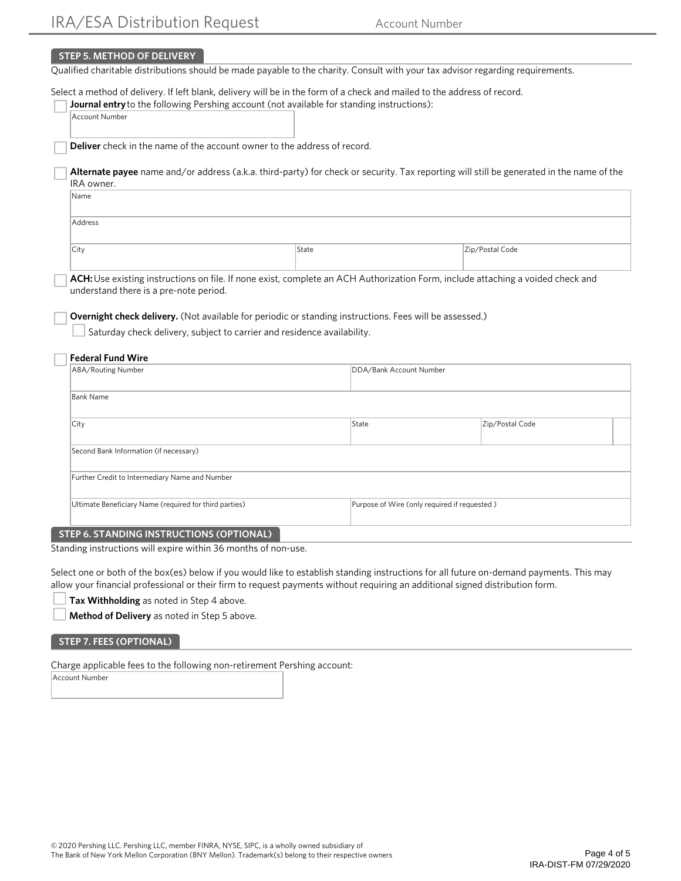IRA/ESA Distribution Request    Account Number

## STEP 5. METHOD OF DELIVERY

Qualified charitable distributions should be made payable to the charity. Consult with your tax advisor regarding requirements.

Select a method of delivery. If left blank, delivery will be in the form of a check and mailed to the address of record.

☐ **Journal entry** to the following Pershing account (not available for standing instructions):

| Account Number |
|---|
| |

☐ **Deliver** check in the name of the account owner to the address of record.

☐ **Alternate payee** name and/or address (a.k.a. third-party) for check or security. Tax reporting will still be generated in the name of the IRA owner.

| Name | | |
|---|---|---|
| Address | | |
| City | State | Zip/Postal Code |

☐ **ACH:** Use existing instructions on file. If none exist, complete an ACH Authorization Form, include attaching a voided check and understand there is a pre-note period.

☐ **Overnight check delivery.** (Not available for periodic or standing instructions. Fees will be assessed.)

☐ Saturday check delivery, subject to carrier and residence availability.

☐ **Federal Fund Wire**

| ABA/Routing Number | DDA/Bank Account Number | |
|---|---|---|
| Bank Name | | |
| City | State | Zip/Postal Code |
| Second Bank Information (if necessary) | | |
| Further Credit to Intermediary Name and Number | | |
| Ultimate Beneficiary Name (required for third parties) | Purpose of Wire (only required if requested ) | |

## STEP 6. STANDING INSTRUCTIONS (OPTIONAL)

Standing instructions will expire within 36 months of non-use.

Select one or both of the box(es) below if you would like to establish standing instructions for all future on-demand payments. This may allow your financial professional or their firm to request payments without requiring an additional signed distribution form.

☐ **Tax Withholding** as noted in Step 4 above.

☐ **Method of Delivery** as noted in Step 5 above.

## STEP 7. FEES (OPTIONAL)

Charge applicable fees to the following non-retirement Pershing account:

| Account Number |
|---|
| |

© 2020 Pershing LLC. Pershing LLC, member FINRA, NYSE, SIPC, is a wholly owned subsidiary of The Bank of New York Mellon Corporation (BNY Mellon). Trademark(s) belong to their respective owners

IRA-DIST-FM 07/29/2020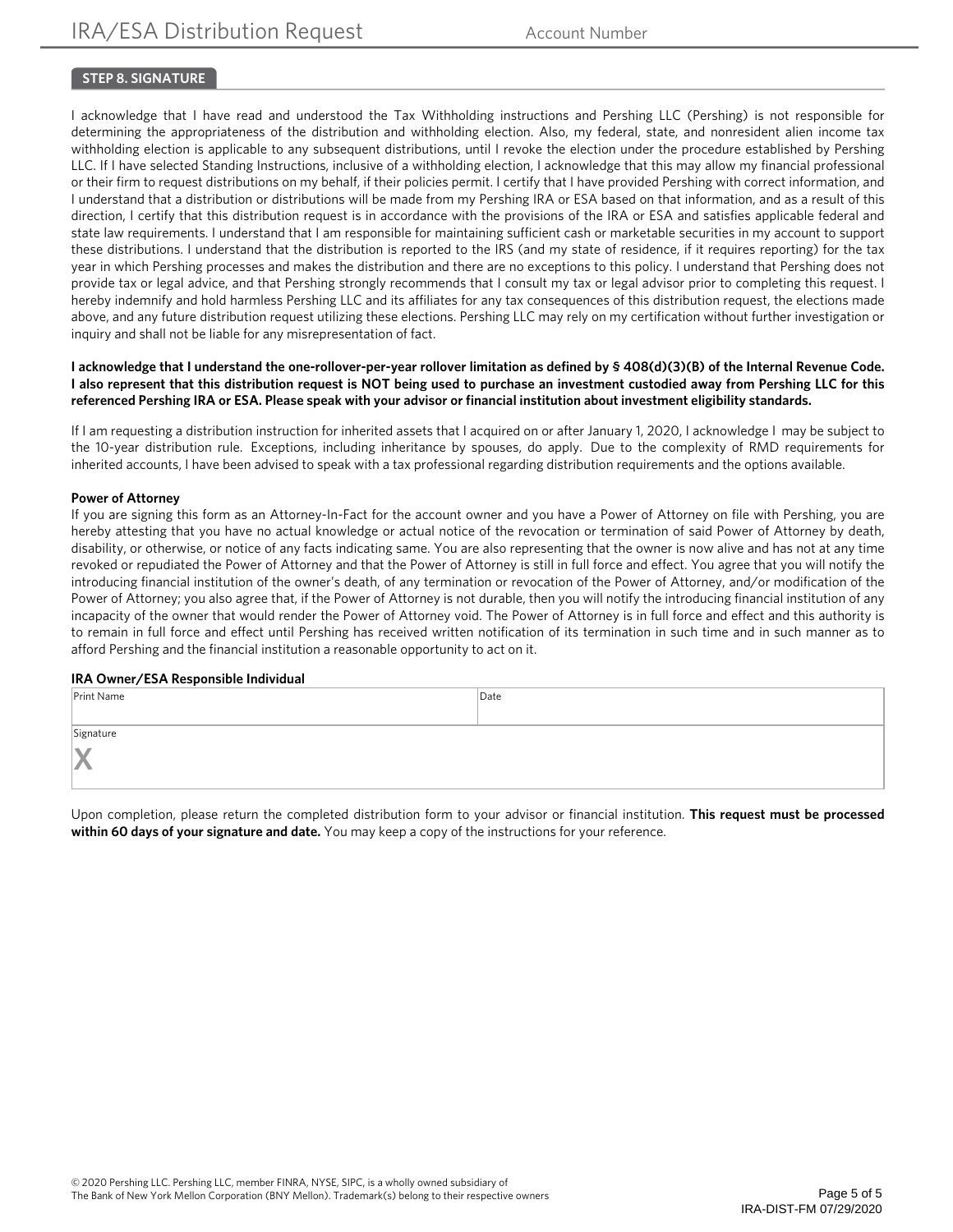## STEP 8. SIGNATURE

I acknowledge that I have read and understood the Tax Withholding instructions and Pershing LLC (Pershing) is not responsible for determining the appropriateness of the distribution and withholding election. Also, my federal, state, and nonresident alien income tax withholding election is applicable to any subsequent distributions, until I revoke the election under the procedure established by Pershing LLC. If I have selected Standing Instructions, inclusive of a withholding election, I acknowledge that this may allow my financial professional or their firm to request distributions on my behalf, if their policies permit. I certify that I have provided Pershing with correct information, and I understand that a distribution or distributions will be made from my Pershing IRA or ESA based on that information, and as a result of this direction, I certify that this distribution request is in accordance with the provisions of the IRA or ESA and satisfies applicable federal and state law requirements. I understand that I am responsible for maintaining sufficient cash or marketable securities in my account to support these distributions. I understand that the distribution is reported to the IRS (and my state of residence, if it requires reporting) for the tax year in which Pershing processes and makes the distribution and there are no exceptions to this policy. I understand that Pershing does not provide tax or legal advice, and that Pershing strongly recommends that I consult my tax or legal advisor prior to completing this request. I hereby indemnify and hold harmless Pershing LLC and its affiliates for any tax consequences of this distribution request, the elections made above, and any future distribution request utilizing these elections. Pershing LLC may rely on my certification without further investigation or inquiry and shall not be liable for any misrepresentation of fact.

**I acknowledge that I understand the one-rollover-per-year rollover limitation as defined by § 408(d)(3)(B) of the Internal Revenue Code. I also represent that this distribution request is NOT being used to purchase an investment custodied away from Pershing LLC for this referenced Pershing IRA or ESA. Please speak with your advisor or financial institution about investment eligibility standards.**

If I am requesting a distribution instruction for inherited assets that I acquired on or after January 1, 2020, I acknowledge I may be subject to the 10-year distribution rule. Exceptions, including inheritance by spouses, do apply. Due to the complexity of RMD requirements for inherited accounts, I have been advised to speak with a tax professional regarding distribution requirements and the options available.

**Power of Attorney**

If you are signing this form as an Attorney-In-Fact for the account owner and you have a Power of Attorney on file with Pershing, you are hereby attesting that you have no actual knowledge or actual notice of the revocation or termination of said Power of Attorney by death, disability, or otherwise, or notice of any facts indicating same. You are also representing that the owner is now alive and has not at any time revoked or repudiated the Power of Attorney and that the Power of Attorney is still in full force and effect. You agree that you will notify the introducing financial institution of the owner's death, of any termination or revocation of the Power of Attorney, and/or modification of the Power of Attorney; you also agree that, if the Power of Attorney is not durable, then you will notify the introducing financial institution of any incapacity of the owner that would render the Power of Attorney void. The Power of Attorney is in full force and effect and this authority is to remain in full force and effect until Pershing has received written notification of its termination in such time and in such manner as to afford Pershing and the financial institution a reasonable opportunity to act on it.

**IRA Owner/ESA Responsible Individual**

| Print Name | Date |
|---|---|
| Signature<br>X | |

Upon completion, please return the completed distribution form to your advisor or financial institution. **This request must be processed within 60 days of your signature and date.** You may keep a copy of the instructions for your reference.

© 2020 Pershing LLC. Pershing LLC, member FINRA, NYSE, SIPC, is a wholly owned subsidiary of The Bank of New York Mellon Corporation (BNY Mellon). Trademark(s) belong to their respective owners

IRA-DIST-FM 07/29/2020